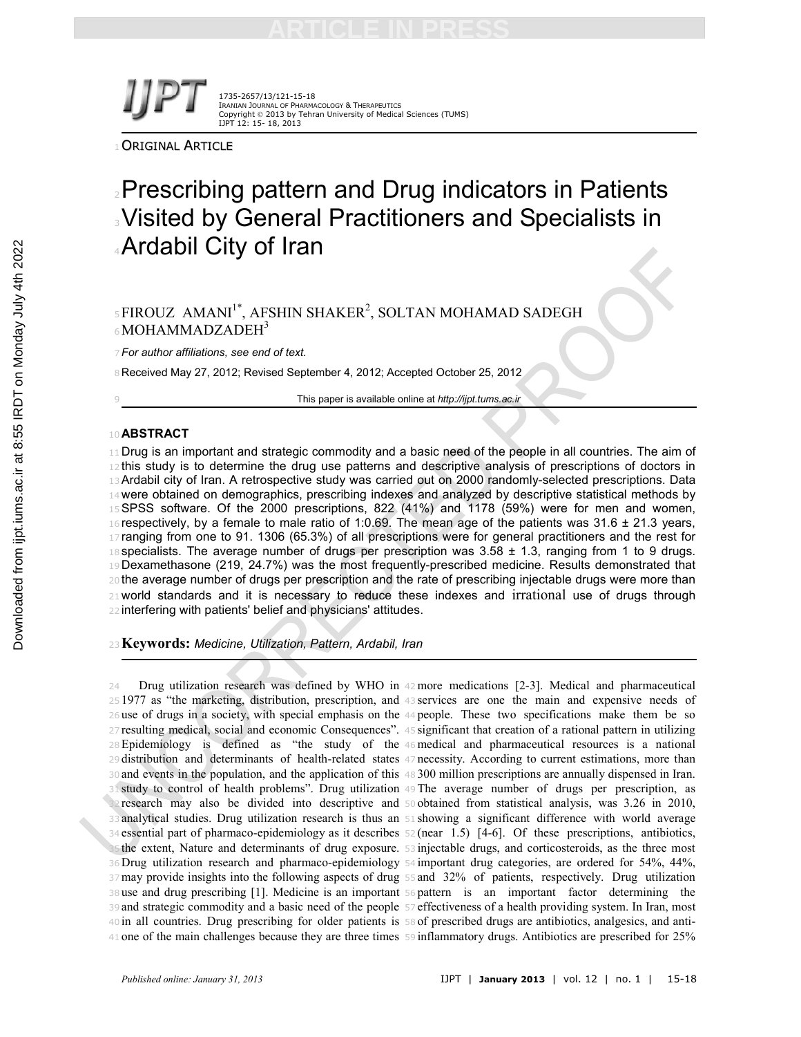ORIGINAL ARTICLE

# Prescribing pattern and Drug indicators in Patients Visited by General Practitioners and Specialists in Ardabil City of Iran

FIROUZ AMANI[1*], AFSHIN SHAKER[2], SOLTAN MOHAMAD SADEGH MOHAMMADZADEH[3]

*For author affiliations, see end of text.*

Received May 27, 2012; Revised September 4, 2012; Accepted October 25, 2012

This paper is available online at *http://ijpt.tums.ac.ir*

## ABSTRACT

Drug is an important and strategic commodity and a basic need of the people in all countries. The aim of this study is to determine the drug use patterns and descriptive analysis of prescriptions of doctors in Ardabil city of Iran. A retrospective study was carried out on 2000 randomly-selected prescriptions. Data were obtained on demographics, prescribing indexes and analyzed by descriptive statistical methods by SPSS software. Of the 2000 prescriptions, 822 (41%) and 1178 (59%) were for men and women, respectively, by a female to male ratio of 1:0.69. The mean age of the patients was 31.6 ± 21.3 years, ranging from one to 91. 1306 (65.3%) of all prescriptions were for general practitioners and the rest for specialists. The average number of drugs per prescription was 3.58 ± 1.3, ranging from 1 to 9 drugs. Dexamethasone (219, 24.7%) was the most frequently-prescribed medicine. Results demonstrated that the average number of drugs per prescription and the rate of prescribing injectable drugs were more than world standards and it is necessary to reduce these indexes and irrational use of drugs through interfering with patients' belief and physicians' attitudes.

**Keywords:** *Medicine, Utilization, Pattern, Ardabil, Iran*

Drug utilization research was defined by WHO in 1977 as "the marketing, distribution, prescription, and use of drugs in a society, with special emphasis on the resulting medical, social and economic Consequences". Epidemiology is defined as "the study of the distribution and determinants of health-related states and events in the population, and the application of this study to control of health problems". Drug utilization research may also be divided into descriptive and analytical studies. Drug utilization research is thus an essential part of pharmaco-epidemiology as it describes the extent, Nature and determinants of drug exposure. Drug utilization research and pharmaco-epidemiology may provide insights into the following aspects of drug use and drug prescribing [1]. Medicine is an important and strategic commodity and a basic need of the people in all countries. Drug prescribing for older patients is one of the main challenges because they are three times more medications [2-3]. Medical and pharmaceutical services are one the main and expensive needs of people. These two specifications make them be so significant that creation of a rational pattern in utilizing medical and pharmaceutical resources is a national necessity. According to current estimations, more than 300 million prescriptions are annually dispensed in Iran. The average number of drugs per prescription, as obtained from statistical analysis, was 3.26 in 2010, showing a significant difference with world average (near 1.5) [4-6]. Of these prescriptions, antibiotics, injectable drugs, and corticosteroids, as the three most important drug categories, are ordered for 54%, 44%, and 32% of patients, respectively. Drug utilization pattern is an important factor determining the effectiveness of a health providing system. In Iran, most of prescribed drugs are antibiotics, analgesics, and anti-inflammatory drugs. Antibiotics are prescribed for 25%

*Published online: January 31, 2013*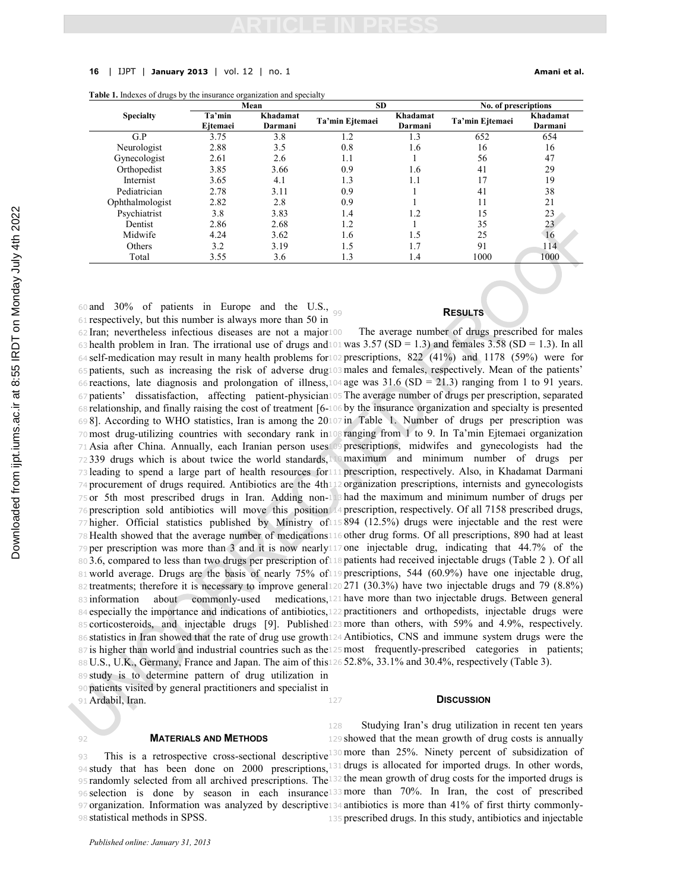**Table 1.** Indexes of drugs by the insurance organization and specialty

| Specialty | Mean | | SD | | No. of prescriptions | |
|---|---|---|---|---|---|---|
| | Ta'min Ejtemaei | Khadamat Darmani | Ta'min Ejtemaei | Khadamat Darmani | Ta'min Ejtemaei | Khadamat Darmani |
| G.P | 3.75 | 3.8 | 1.2 | 1.3 | 652 | 654 |
| Neurologist | 2.88 | 3.5 | 0.8 | 1.6 | 16 | 16 |
| Gynecologist | 2.61 | 2.6 | 1.1 | 1 | 56 | 47 |
| Orthopedist | 3.85 | 3.66 | 0.9 | 1.6 | 41 | 29 |
| Internist | 3.65 | 4.1 | 1.3 | 1.1 | 17 | 19 |
| Pediatrician | 2.78 | 3.11 | 0.9 | 1 | 41 | 38 |
| Ophthalmologist | 2.82 | 2.8 | 0.9 | 1 | 11 | 21 |
| Psychiatrist | 3.8 | 3.83 | 1.4 | 1.2 | 15 | 23 |
| Dentist | 2.86 | 2.68 | 1.2 | 1 | 35 | 23 |
| Midwife | 4.24 | 3.62 | 1.6 | 1.5 | 25 | 16 |
| Others | 3.2 | 3.19 | 1.5 | 1.7 | 91 | 114 |
| Total | 3.55 | 3.6 | 1.3 | 1.4 | 1000 | 1000 |

and 30% of patients in Europe and the U.S., respectively, but this number is always more than 50 in Iran; nevertheless infectious diseases are not a major health problem in Iran. The irrational use of drugs and self-medication may result in many health problems for patients, such as increasing the risk of adverse drug reactions, late diagnosis and prolongation of illness, patients' dissatisfaction, affecting patient-physician relationship, and finally raising the cost of treatment [6-8]. According to WHO statistics, Iran is among the 20 most drug-utilizing countries with secondary rank in Asia after China. Annually, each Iranian person uses 339 drugs which is about twice the world standards, leading to spend a large part of health resources for procurement of drugs required. Antibiotics are the 4th or 5th most prescribed drugs in Iran. Adding non-prescription sold antibiotics will move this position higher. Official statistics published by Ministry of Health showed that the average number of medications per prescription was more than 3 and it is now nearly 3.6, compared to less than two drugs per prescription of world average. Drugs are the basis of nearly 75% of treatments; therefore it is necessary to improve general information about commonly-used medications, especially the importance and indications of antibiotics, corticosteroids, and injectable drugs [9]. Published statistics in Iran showed that the rate of drug use growth is higher than world and industrial countries such as the U.S., U.K., Germany, France and Japan. The aim of this study is to determine pattern of drug utilization in patients visited by general practitioners and specialist in Ardabil, Iran.

## Materials and Methods

This is a retrospective cross-sectional descriptive study that has been done on 2000 prescriptions, randomly selected from all archived prescriptions. The selection is done by season in each insurance organization. Information was analyzed by descriptive statistical methods in SPSS.

## Results

The average number of drugs prescribed for males was 3.57 (SD = 1.3) and females 3.58 (SD = 1.3). In all prescriptions, 822 (41%) and 1178 (59%) were for males and females, respectively. Mean of the patients' age was 31.6 (SD = 21.3) ranging from 1 to 91 years. The average number of drugs per prescription, separated by the insurance organization and specialty is presented in Table 1. Number of drugs per prescription was ranging from 1 to 9. In Ta'min Ejtemaei organization prescriptions, midwifes and gynecologists had the maximum and minimum number of drugs per prescription, respectively. Also, in Khadamat Darmani organization prescriptions, internists and gynecologists had the maximum and minimum number of drugs per prescription, respectively. Of all 7158 prescribed drugs, 894 (12.5%) drugs were injectable and the rest were other drug forms. Of all prescriptions, 890 had at least one injectable drug, indicating that 44.7% of the patients had received injectable drugs (Table 2 ). Of all prescriptions, 544 (60.9%) have one injectable drug, 271 (30.3%) have two injectable drugs and 79 (8.8%) have more than two injectable drugs. Between general practitioners and orthopedists, injectable drugs were more than others, with 59% and 4.9%, respectively. Antibiotics, CNS and immune system drugs were the most frequently-prescribed categories in patients; 52.8%, 33.1% and 30.4%, respectively (Table 3).

## Discussion

Studying Iran's drug utilization in recent ten years showed that the mean growth of drug costs is annually more than 25%. Ninety percent of subsidization of drugs is allocated for imported drugs. In other words, the mean growth of drug costs for the imported drugs is more than 70%. In Iran, the cost of prescribed antibiotics is more than 41% of first thirty commonly-prescribed drugs. In this study, antibiotics and injectable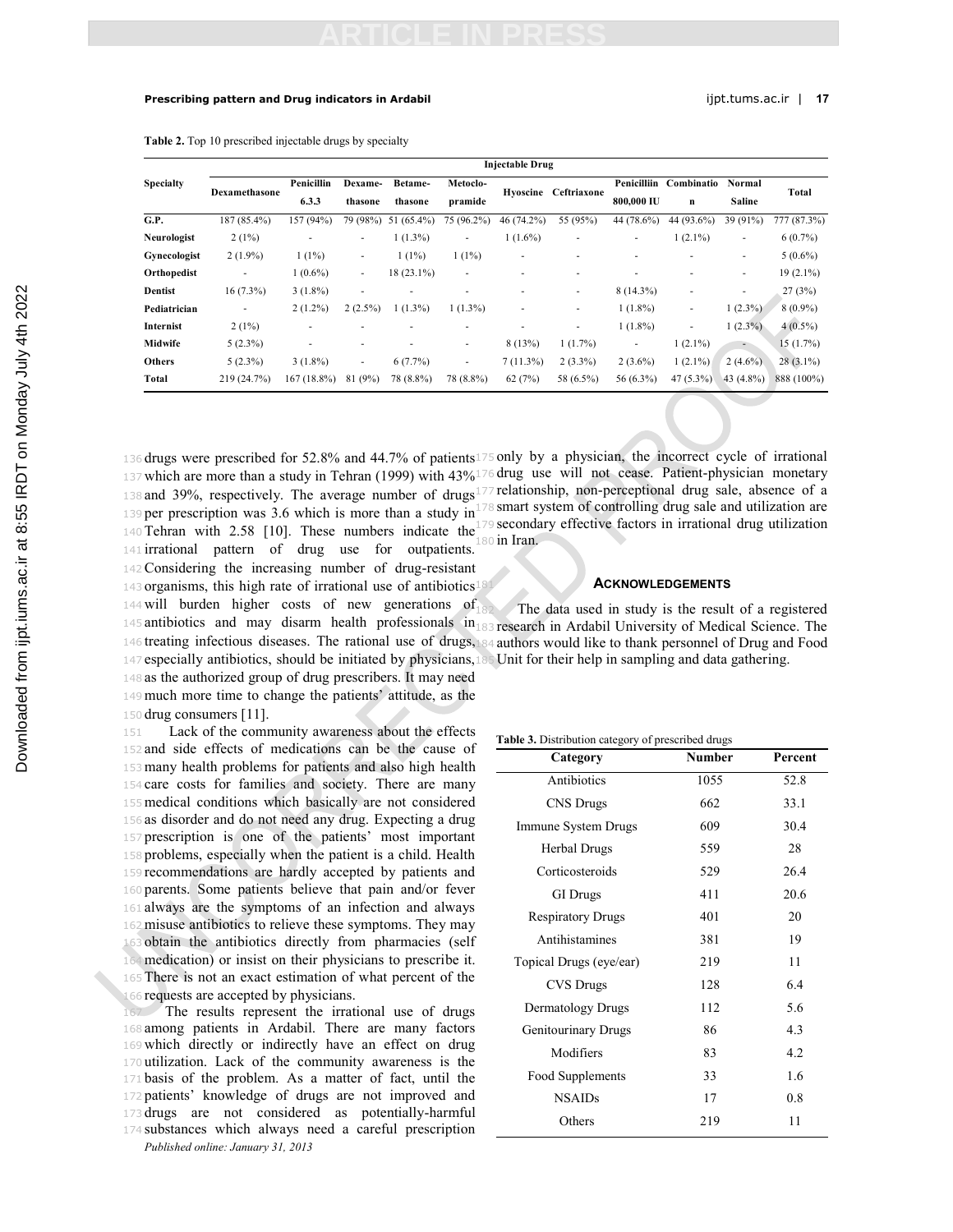**Table 2.** Top 10 prescribed injectable drugs by specialty

| Specialty | Injectable Drug | | | | | | | | | | |
|---|---|---|---|---|---|---|---|---|---|---|---|
| | Dexamethasone | Penicillin 6.3.3 | Dexame-thasone | Betame-thasone | Metoclo-pramide | Hyoscine | Ceftriaxone | Penicilliin 800,000 IU | Combinatio n | Normal Saline | Total |
| G.P. | 187 (85.4%) | 157 (94%) | 79 (98%) | 51 (65.4%) | 75 (96.2%) | 46 (74.2%) | 55 (95%) | 44 (78.6%) | 44 (93.6%) | 39 (91%) | 777 (87.3%) |
| Neurologist | 2 (1%) | - | - | 1 (1.3%) | - | 1 (1.6%) | - | - | 1 (2.1%) | - | 6 (0.7%) |
| Gynecologist | 2 (1.9%) | 1 (1%) | - | 1 (1%) | 1 (1%) | - | - | - | - | - | 5 (0.6%) |
| Orthopedist | - | 1 (0.6%) | - | 18 (23.1%) | - | - | - | - | - | - | 19 (2.1%) |
| Dentist | 16 (7.3%) | 3 (1.8%) | - | - | - | - | - | 8 (14.3%) | - | - | 27 (3%) |
| Pediatrician | - | 2 (1.2%) | 2 (2.5%) | 1 (1.3%) | 1 (1.3%) | - | - | 1 (1.8%) | - | 1 (2.3%) | 8 (0.9%) |
| Internist | 2 (1%) | - | - | - | - | - | - | 1 (1.8%) | - | 1 (2.3%) | 4 (0.5%) |
| Midwife | 5 (2.3%) | - | - | - | - | 8 (13%) | 1 (1.7%) | - | 1 (2.1%) | - | 15 (1.7%) |
| Others | 5 (2.3%) | 3 (1.8%) | - | 6 (7.7%) | - | 7 (11.3%) | 2 (3.3%) | 2 (3.6%) | 1 (2.1%) | 2 (4.6%) | 28 (3.1%) |
| Total | 219 (24.7%) | 167 (18.8%) | 81 (9%) | 78 (8.8%) | 78 (8.8%) | 62 (7%) | 58 (6.5%) | 56 (6.3%) | 47 (5.3%) | 43 (4.8%) | 888 (100%) |

drugs were prescribed for 52.8% and 44.7% of patients which are more than a study in Tehran (1999) with 43% and 39%, respectively. The average number of drugs per prescription was 3.6 which is more than a study in Tehran with 2.58 [10]. These numbers indicate the irrational pattern of drug use for outpatients. Considering the increasing number of drug-resistant organisms, this high rate of irrational use of antibiotics will burden higher costs of new generations of antibiotics and may disarm health professionals in treating infectious diseases. The rational use of drugs, especially antibiotics, should be initiated by physicians, as the authorized group of drug prescribers. It may need much more time to change the patients' attitude, as the drug consumers [11].

Lack of the community awareness about the effects and side effects of medications can be the cause of many health problems for patients and also high health care costs for families and society. There are many medical conditions which basically are not considered as disorder and do not need any drug. Expecting a drug prescription is one of the patients' most important problems, especially when the patient is a child. Health recommendations are hardly accepted by patients and parents. Some patients believe that pain and/or fever always are the symptoms of an infection and always misuse antibiotics to relieve these symptoms. They may obtain the antibiotics directly from pharmacies (self medication) or insist on their physicians to prescribe it. There is not an exact estimation of what percent of the requests are accepted by physicians.

The results represent the irrational use of drugs among patients in Ardabil. There are many factors which directly or indirectly have an effect on drug utilization. Lack of the community awareness is the basis of the problem. As a matter of fact, until the patients' knowledge of drugs are not improved and drugs are not considered as potentially-harmful substances which always need a careful prescription only by a physician, the incorrect cycle of irrational drug use will not cease. Patient-physician monetary relationship, non-perceptional drug sale, absence of a smart system of controlling drug sale and utilization are secondary effective factors in irrational drug utilization in Iran.

## Acknowledgements

The data used in study is the result of a registered research in Ardabil University of Medical Science. The authors would like to thank personnel of Drug and Food Unit for their help in sampling and data gathering.

**Table 3.** Distribution category of prescribed drugs

| Category | Number | Percent |
|---|---|---|
| Antibiotics | 1055 | 52.8 |
| CNS Drugs | 662 | 33.1 |
| Immune System Drugs | 609 | 30.4 |
| Herbal Drugs | 559 | 28 |
| Corticosteroids | 529 | 26.4 |
| GI Drugs | 411 | 20.6 |
| Respiratory Drugs | 401 | 20 |
| Antihistamines | 381 | 19 |
| Topical Drugs (eye/ear) | 219 | 11 |
| CVS Drugs | 128 | 6.4 |
| Dermatology Drugs | 112 | 5.6 |
| Genitourinary Drugs | 86 | 4.3 |
| Modifiers | 83 | 4.2 |
| Food Supplements | 33 | 1.6 |
| NSAIDs | 17 | 0.8 |
| Others | 219 | 11 |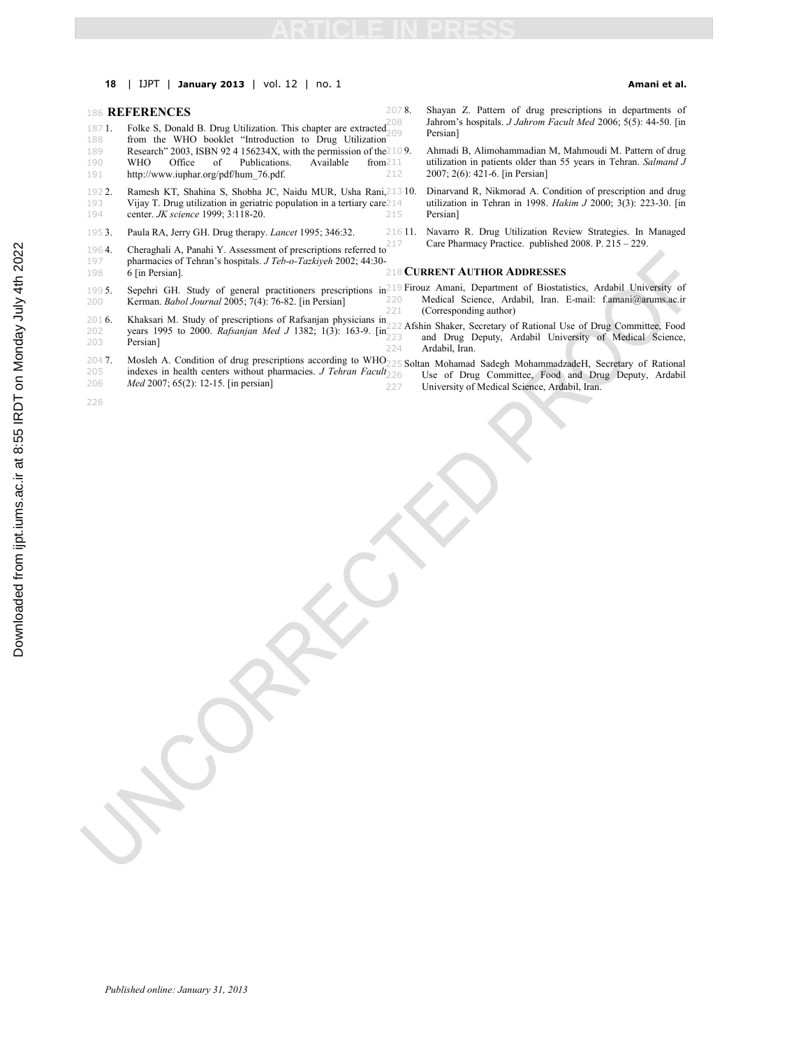## REFERENCES

1. Folke S, Donald B. Drug Utilization. This chapter are extracted from the WHO booklet "Introduction to Drug Utilization Research" 2003, ISBN 92 4 156234X, with the permission of the WHO Office of Publications. Available from http://www.iuphar.org/pdf/hum_76.pdf.
2. Ramesh KT, Shahina S, Shobha JC, Naidu MUR, Usha Rani, Vijay T. Drug utilization in geriatric population in a tertiary care center. *JK science* 1999; 3:118-20.
3. Paula RA, Jerry GH. Drug therapy. *Lancet* 1995; 346:32.
4. Cheraghali A, Panahi Y. Assessment of prescriptions referred to pharmacies of Tehran's hospitals. *J Teb-o-Tazkiyeh* 2002; 44:30-6 [in Persian].
5. Sepehri GH. Study of general practitioners prescriptions in Kerman. *Babol Journal* 2005; 7(4): 76-82. [in Persian]
6. Khaksari M. Study of prescriptions of Rafsanjan physicians in years 1995 to 2000. *Rafsanjan Med J* 1382; 1(3): 163-9. [in Persian]
7. Mosleh A. Condition of drug prescriptions according to WHO indexes in health centers without pharmacies. *J Tehran Facult Med* 2007; 65(2): 12-15. [in persian]
8. Shayan Z. Pattern of drug prescriptions in departments of Jahrom's hospitals. *J Jahrom Facult Med* 2006; 5(5): 44-50. [in Persian]
9. Ahmadi B, Alimohammadian M, Mahmoudi M. Pattern of drug utilization in patients older than 55 years in Tehran. *Salmand J* 2007; 2(6): 421-6. [in Persian]
10. Dinarvand R, Nikmorad A. Condition of prescription and drug utilization in Tehran in 1998. *Hakim J* 2000; 3(3): 223-30. [in Persian]
11. Navarro R. Drug Utilization Review Strategies. In Managed Care Pharmacy Practice. published 2008. P. 215 – 229.

## CURRENT AUTHOR ADDRESSES

Firouz Amani, Department of Biostatistics, Ardabil University of Medical Science, Ardabil, Iran. E-mail: f.amani@arums.ac.ir (Corresponding author)

Afshin Shaker, Secretary of Rational Use of Drug Committee, Food and Drug Deputy, Ardabil University of Medical Science, Ardabil, Iran.

Soltan Mohamad Sadegh MohammadzadeH, Secretary of Rational Use of Drug Committee, Food and Drug Deputy, Ardabil University of Medical Science, Ardabil, Iran.

*Published online: January 31, 2013*